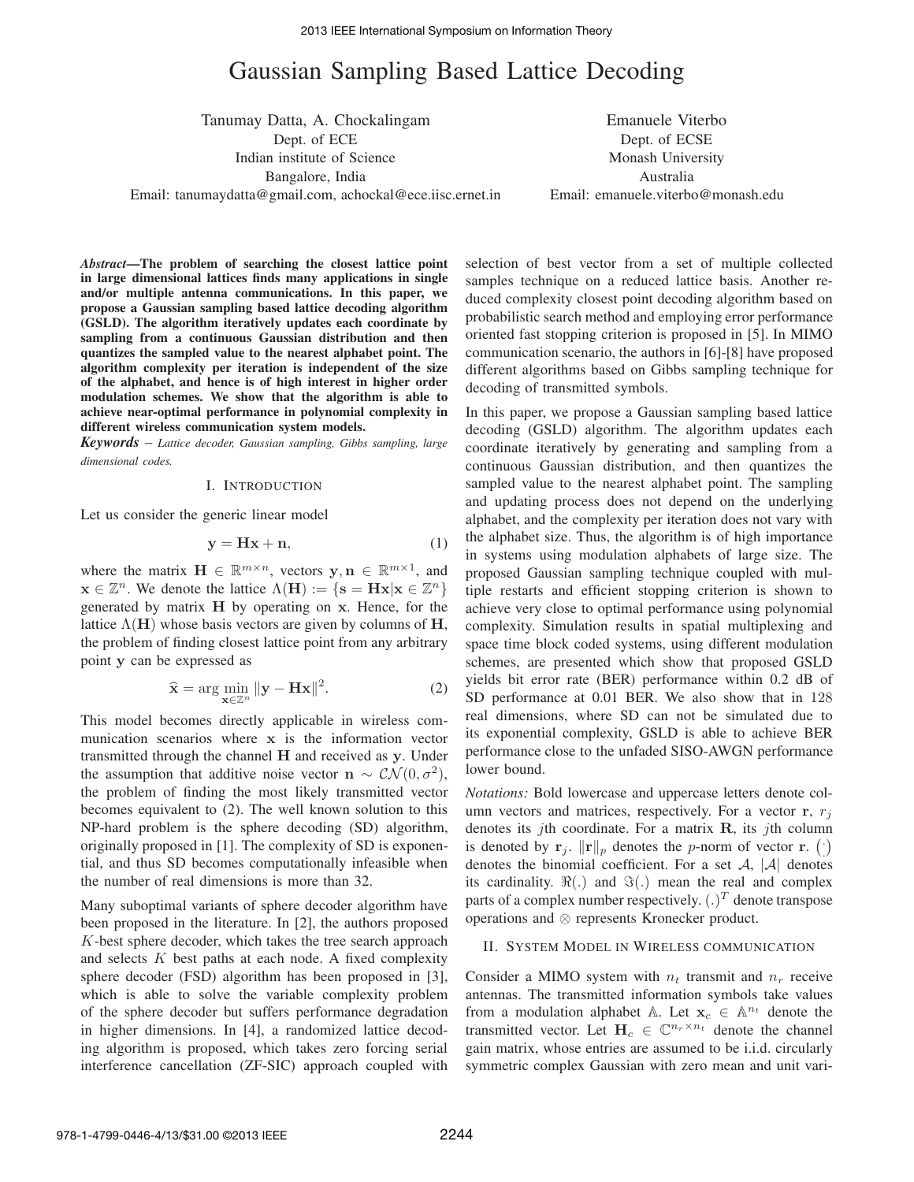# Gaussian Sampling Based Lattice Decoding

Tanumay Datta, A. Chockalingam
Dept. of ECE
Indian institute of Science
Bangalore, India
Email: tanumaydatta@gmail.com, achockal@ece.iisc.ernet.in

Emanuele Viterbo
Dept. of ECSE
Monash University
Australia
Email: emanuele.viterbo@monash.edu

***Abstract*—The problem of searching the closest lattice point in large dimensional lattices finds many applications in single and/or multiple antenna communications. In this paper, we propose a Gaussian sampling based lattice decoding algorithm (GSLD). The algorithm iteratively updates each coordinate by sampling from a continuous Gaussian distribution and then quantizes the sampled value to the nearest alphabet point. The algorithm complexity per iteration is independent of the size of the alphabet, and hence is of high interest in higher order modulation schemes. We show that the algorithm is able to achieve near-optimal performance in polynomial complexity in different wireless communication system models.**

***Keywords*** *– Lattice decoder, Gaussian sampling, Gibbs sampling, large dimensional codes.*

## I. Introduction

Let us consider the generic linear model

$$\mathbf{y} = \mathbf{H}\mathbf{x} + \mathbf{n}, \tag{1}$$

where the matrix $\mathbf{H} \in \mathbb{R}^{m \times n}$, vectors $\mathbf{y}, \mathbf{n} \in \mathbb{R}^{m \times 1}$, and $\mathbf{x} \in \mathbb{Z}^n$. We denote the lattice $\Lambda(\mathbf{H}) := \{\mathbf{s} = \mathbf{H}\mathbf{x} | \mathbf{x} \in \mathbb{Z}^n\}$ generated by matrix $\mathbf{H}$ by operating on $\mathbf{x}$. Hence, for the lattice $\Lambda(\mathbf{H})$ whose basis vectors are given by columns of $\mathbf{H}$, the problem of finding closest lattice point from any arbitrary point $\mathbf{y}$ can be expressed as

$$\widehat{\mathbf{x}} = \arg \min_{\mathbf{x} \in \mathbb{Z}^n} \|\mathbf{y} - \mathbf{H}\mathbf{x}\|^2. \tag{2}$$

This model becomes directly applicable in wireless communication scenarios where $\mathbf{x}$ is the information vector transmitted through the channel $\mathbf{H}$ and received as $\mathbf{y}$. Under the assumption that additive noise vector $\mathbf{n} \sim \mathcal{CN}(0, \sigma^2)$, the problem of finding the most likely transmitted vector becomes equivalent to (2). The well known solution to this NP-hard problem is the sphere decoding (SD) algorithm, originally proposed in [1]. The complexity of SD is exponential, and thus SD becomes computationally infeasible when the number of real dimensions is more than 32.

Many suboptimal variants of sphere decoder algorithm have been proposed in the literature. In [2], the authors proposed $K$-best sphere decoder, which takes the tree search approach and selects $K$ best paths at each node. A fixed complexity sphere decoder (FSD) algorithm has been proposed in [3], which is able to solve the variable complexity problem of the sphere decoder but suffers performance degradation in higher dimensions. In [4], a randomized lattice decoding algorithm is proposed, which takes zero forcing serial interference cancellation (ZF-SIC) approach coupled with selection of best vector from a set of multiple collected samples technique on a reduced lattice basis. Another reduced complexity closest point decoding algorithm based on probabilistic search method and employing error performance oriented fast stopping criterion is proposed in [5]. In MIMO communication scenario, the authors in [6]-[8] have proposed different algorithms based on Gibbs sampling technique for decoding of transmitted symbols.

In this paper, we propose a Gaussian sampling based lattice decoding (GSLD) algorithm. The algorithm updates each coordinate iteratively by generating and sampling from a continuous Gaussian distribution, and then quantizes the sampled value to the nearest alphabet point. The sampling and updating process does not depend on the underlying alphabet, and the complexity per iteration does not vary with the alphabet size. Thus, the algorithm is of high importance in systems using modulation alphabets of large size. The proposed Gaussian sampling technique coupled with multiple restarts and efficient stopping criterion is shown to achieve very close to optimal performance using polynomial complexity. Simulation results in spatial multiplexing and space time block coded systems, using different modulation schemes, are presented which show that proposed GSLD yields bit error rate (BER) performance within 0.2 dB of SD performance at 0.01 BER. We also show that in 128 real dimensions, where SD can not be simulated due to its exponential complexity, GSLD is able to achieve BER performance close to the unfaded SISO-AWGN performance lower bound.

*Notations:* Bold lowercase and uppercase letters denote column vectors and matrices, respectively. For a vector $\mathbf{r}$, $r_j$ denotes its $j$th coordinate. For a matrix $\mathbf{R}$, its $j$th column is denoted by $\mathbf{r}_j$. $\|\mathbf{r}\|_p$ denotes the $p$-norm of vector $\mathbf{r}$. $\binom{\cdot}{\cdot}$ denotes the binomial coefficient. For a set $\mathcal{A}$, $|\mathcal{A}|$ denotes its cardinality. $\Re(.)$ and $\Im(.)$ mean the real and complex parts of a complex number respectively. $(.)^T$ denote transpose operations and $\otimes$ represents Kronecker product.

## II. System Model in Wireless Communication

Consider a MIMO system with $n_t$ transmit and $n_r$ receive antennas. The transmitted information symbols take values from a modulation alphabet $\mathbb{A}$. Let $\mathbf{x}_c \in \mathbb{A}^{n_t}$ denote the transmitted vector. Let $\mathbf{H}_c \in \mathbb{C}^{n_r \times n_t}$ denote the channel gain matrix, whose entries are assumed to be i.i.d. circularly symmetric complex Gaussian with zero mean and unit vari-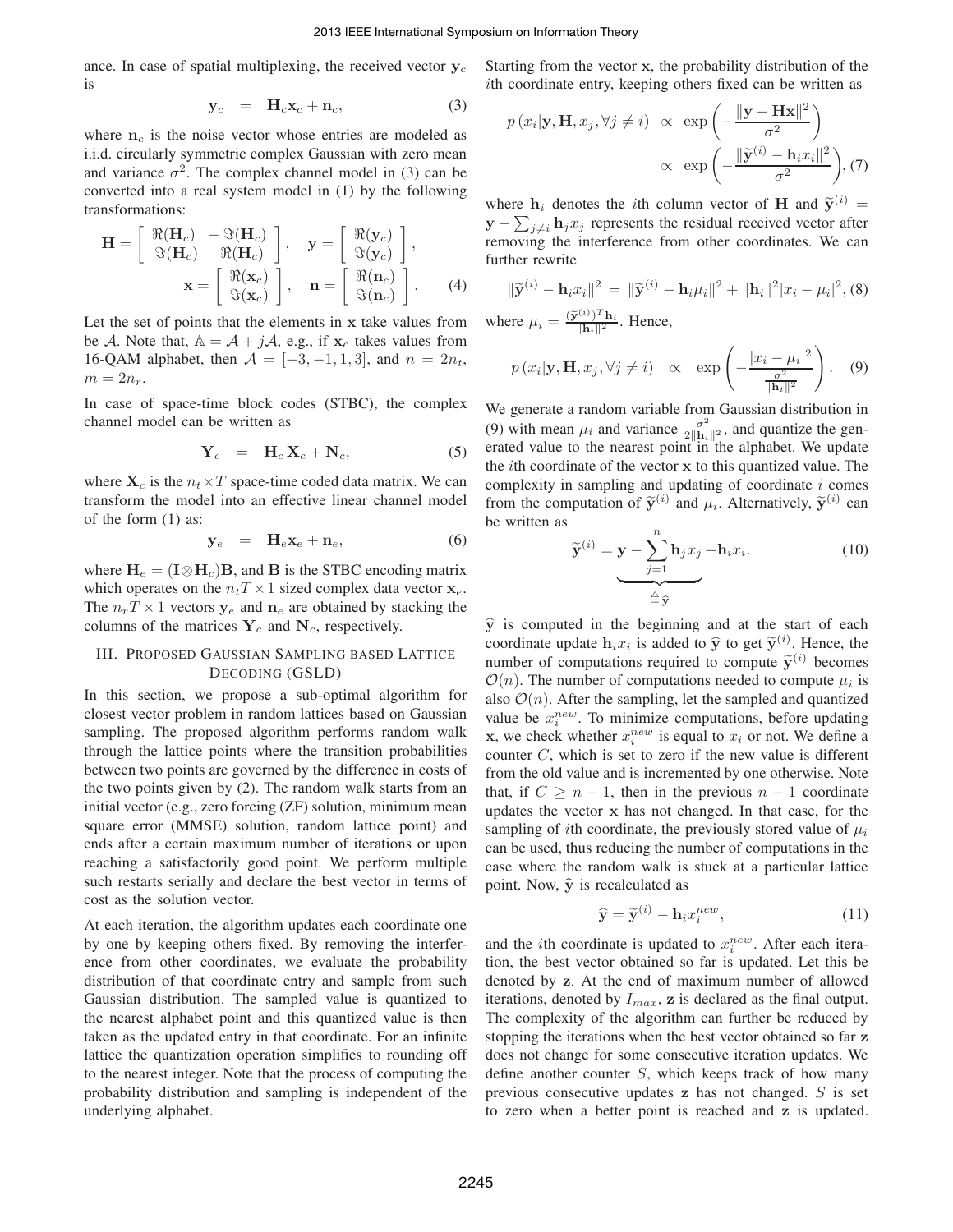ance. In case of spatial multiplexing, the received vector $\mathbf{y}_c$ is

$$\mathbf{y}_c \quad = \quad \mathbf{H}_c \mathbf{x}_c + \mathbf{n}_c, \tag{3}$$

where $\mathbf{n}_c$ is the noise vector whose entries are modeled as i.i.d. circularly symmetric complex Gaussian with zero mean and variance $\sigma^2$. The complex channel model in (3) can be converted into a real system model in (1) by the following transformations:

$$\mathbf{H} = \begin{bmatrix} \Re(\mathbf{H}_c) & -\Im(\mathbf{H}_c) \\ \Im(\mathbf{H}_c) & \Re(\mathbf{H}_c) \end{bmatrix}, \quad \mathbf{y} = \begin{bmatrix} \Re(\mathbf{y}_c) \\ \Im(\mathbf{y}_c) \end{bmatrix},$$
$$\mathbf{x} = \begin{bmatrix} \Re(\mathbf{x}_c) \\ \Im(\mathbf{x}_c) \end{bmatrix}, \quad \mathbf{n} = \begin{bmatrix} \Re(\mathbf{n}_c) \\ \Im(\mathbf{n}_c) \end{bmatrix}. \tag{4}$$

Let the set of points that the elements in $\mathbf{x}$ take values from be $\mathcal{A}$. Note that, $\mathbb{A} = \mathcal{A} + j\mathcal{A}$, e.g., if $\mathbf{x}_c$ takes values from 16-QAM alphabet, then $\mathcal{A} = [-3, -1, 1, 3]$, and $n = 2n_t$, $m = 2n_r$.

In case of space-time block codes (STBC), the complex channel model can be written as

$$\mathbf{Y}_c \quad = \quad \mathbf{H}_c \mathbf{X}_c + \mathbf{N}_c, \tag{5}$$

where $\mathbf{X}_c$ is the $n_t \times T$ space-time coded data matrix. We can transform the model into an effective linear channel model of the form (1) as:

$$\mathbf{y}_e \quad = \quad \mathbf{H}_e \mathbf{x}_e + \mathbf{n}_e, \tag{6}$$

where $\mathbf{H}_e = (\mathbf{I} \otimes \mathbf{H}_c)\mathbf{B}$, and $\mathbf{B}$ is the STBC encoding matrix which operates on the $n_t T \times 1$ sized complex data vector $\mathbf{x}_e$. The $n_r T \times 1$ vectors $\mathbf{y}_e$ and $\mathbf{n}_e$ are obtained by stacking the columns of the matrices $\mathbf{Y}_c$ and $\mathbf{N}_c$, respectively.

## III. Proposed Gaussian Sampling based Lattice Decoding (GSLD)

In this section, we propose a sub-optimal algorithm for closest vector problem in random lattices based on Gaussian sampling. The proposed algorithm performs random walk through the lattice points where the transition probabilities between two points are governed by the difference in costs of the two points given by (2). The random walk starts from an initial vector (e.g., zero forcing (ZF) solution, minimum mean square error (MMSE) solution, random lattice point) and ends after a certain maximum number of iterations or upon reaching a satisfactorily good point. We perform multiple such restarts serially and declare the best vector in terms of cost as the solution vector.

At each iteration, the algorithm updates each coordinate one by one by keeping others fixed. By removing the interference from other coordinates, we evaluate the probability distribution of that coordinate entry and sample from such Gaussian distribution. The sampled value is quantized to the nearest alphabet point and this quantized value is then taken as the updated entry in that coordinate. For an infinite lattice the quantization operation simplifies to rounding off to the nearest integer. Note that the process of computing the probability distribution and sampling is independent of the underlying alphabet.

Starting from the vector $\mathbf{x}$, the probability distribution of the $i$th coordinate entry, keeping others fixed can be written as

$$\begin{aligned} p\left(x_i|\mathbf{y}, \mathbf{H}, x_j, \forall j \neq i\right) &\propto \exp\left(-\frac{\|\mathbf{y} - \mathbf{H}\mathbf{x}\|^2}{\sigma^2}\right) \\ &\propto \exp\left(-\frac{\|\widetilde{\mathbf{y}}^{(i)} - \mathbf{h}_i x_i\|^2}{\sigma^2}\right), \end{aligned} \tag{7}$$

where $\mathbf{h}_i$ denotes the $i$th column vector of $\mathbf{H}$ and $\widetilde{\mathbf{y}}^{(i)} = \mathbf{y} - \sum_{j \neq i} \mathbf{h}_j x_j$ represents the residual received vector after removing the interference from other coordinates. We can further rewrite

$$\|\widetilde{\mathbf{y}}^{(i)} - \mathbf{h}_i x_i\|^2 = \|\widetilde{\mathbf{y}}^{(i)} - \mathbf{h}_i \mu_i\|^2 + \|\mathbf{h}_i\|^2 |x_i - \mu_i|^2, \tag{8}$$

where $\mu_i = \frac{(\widetilde{\mathbf{y}}^{(i)})^T \mathbf{h}_i}{\|\mathbf{h}_i\|^2}$. Hence,

$$p\left(x_i|\mathbf{y}, \mathbf{H}, x_j, \forall j \neq i\right) \quad \propto \quad \exp\left(-\frac{|x_i - \mu_i|^2}{\frac{\sigma^2}{\|\mathbf{h}_i\|^2}}\right). \tag{9}$$

We generate a random variable from Gaussian distribution in (9) with mean $\mu_i$ and variance $\frac{\sigma^2}{2\|\mathbf{h}_i\|^2}$, and quantize the generated value to the nearest point in the alphabet. We update the $i$th coordinate of the vector $\mathbf{x}$ to this quantized value. The complexity in sampling and updating of coordinate $i$ comes from the computation of $\widetilde{\mathbf{y}}^{(i)}$ and $\mu_i$. Alternatively, $\widetilde{\mathbf{y}}^{(i)}$ can be written as

$$\widetilde{\mathbf{y}}^{(i)} = \underbrace{\mathbf{y} - \sum_{j=1}^{n} \mathbf{h}_j x_j}_{\triangleq \widehat{\mathbf{y}}} + \mathbf{h}_i x_i. \tag{10}$$

$\widehat{\mathbf{y}}$ is computed in the beginning and at the start of each coordinate update $\mathbf{h}_i x_i$ is added to $\widehat{\mathbf{y}}$ to get $\widetilde{\mathbf{y}}^{(i)}$. Hence, the number of computations required to compute $\widetilde{\mathbf{y}}^{(i)}$ becomes $\mathcal{O}(n)$. The number of computations needed to compute $\mu_i$ is also $\mathcal{O}(n)$. After the sampling, let the sampled and quantized value be $x_i^{new}$. To minimize computations, before updating $\mathbf{x}$, we check whether $x_i^{new}$ is equal to $x_i$ or not. We define a counter $C$, which is set to zero if the new value is different from the old value and is incremented by one otherwise. Note that, if $C \geq n - 1$, then in the previous $n - 1$ coordinate updates the vector $\mathbf{x}$ has not changed. In that case, for the sampling of $i$th coordinate, the previously stored value of $\mu_i$ can be used, thus reducing the number of computations in the case where the random walk is stuck at a particular lattice point. Now, $\widehat{\mathbf{y}}$ is recalculated as

$$\widehat{\mathbf{y}} = \widetilde{\mathbf{y}}^{(i)} - \mathbf{h}_i x_i^{new}, \tag{11}$$

and the $i$th coordinate is updated to $x_i^{new}$. After each iteration, the best vector obtained so far is updated. Let this be denoted by $\mathbf{z}$. At the end of maximum number of allowed iterations, denoted by $I_{max}$, $\mathbf{z}$ is declared as the final output. The complexity of the algorithm can further be reduced by stopping the iterations when the best vector obtained so far $\mathbf{z}$ does not change for some consecutive iteration updates. We define another counter $S$, which keeps track of how many previous consecutive updates $\mathbf{z}$ has not changed. $S$ is set to zero when a better point is reached and $\mathbf{z}$ is updated.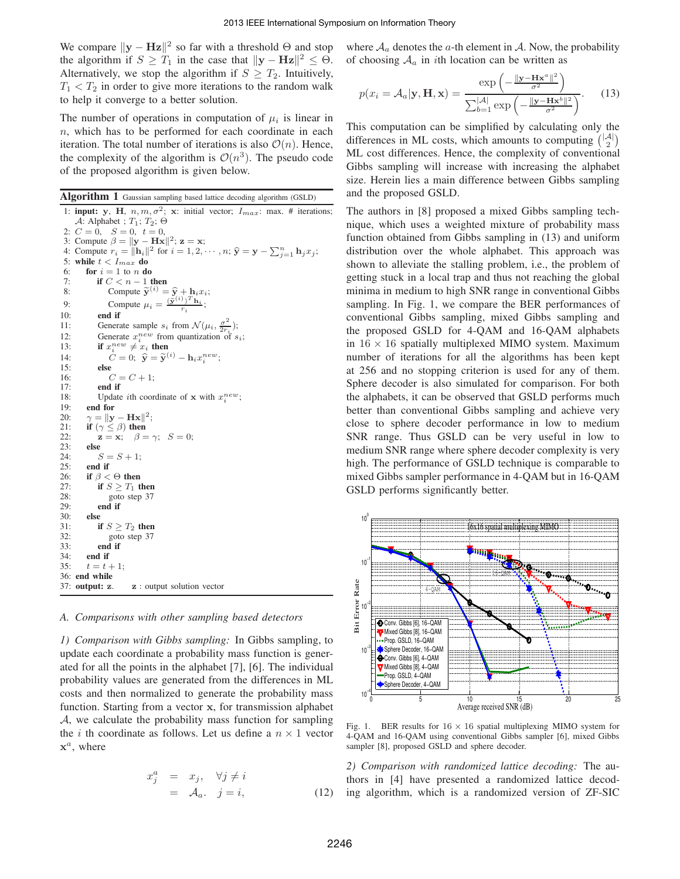We compare $\|\mathbf{y} - \mathbf{Hz}\|^2$ so far with a threshold $\Theta$ and stop the algorithm if $S \geq T_1$ in the case that $\|\mathbf{y} - \mathbf{Hz}\|^2 \leq \Theta$. Alternatively, we stop the algorithm if $S \geq T_2$. Intuitively, $T_1 < T_2$ in order to give more iterations to the random walk to help it converge to a better solution.

The number of operations in computation of $\mu_i$ is linear in $n$, which has to be performed for each coordinate in each iteration. The total number of iterations is also $\mathcal{O}(n)$. Hence, the complexity of the algorithm is $\mathcal{O}(n^3)$. The pseudo code of the proposed algorithm is given below.

**Algorithm 1** Gaussian sampling based lattice decoding algorithm (GSLD)

```
1: input: y, H, n, m, σ²; x: initial vector; I_max: max. # iterations;
   A: Alphabet ; T1; T2; Θ
2: C = 0,   S = 0,   t = 0,
3: Compute β = ||y − Hx||²; z = x;
4: Compute r_i = ||h_i||² for i = 1, 2, ···, n; ŷ = y − Σ_{j=1}^{n} h_j x_j;
5: while t < I_max do
6:   for i = 1 to n do
7:     if C < n − 1 then
8:       Compute ỹ^(i) = ŷ + h_i x_i;
9:       Compute μ_i = (ỹ^(i))^T h_i / r_i;
10:    end if
11:    Generate sample s_i from N(μ_i, σ²/(2r_i));
12:    Generate x_i^new from quantization of s_i;
13:    if x_i^new ≠ x_i then
14:      C = 0;  ŷ = ỹ^(i) − h_i x_i^new;
15:    else
16:      C = C + 1;
17:    end if
18:    Update ith coordinate of x with x_i^new;
19:  end for
20:  γ = ||y − Hx||²;
21:  if (γ ≤ β) then
22:    z = x;   β = γ;   S = 0;
23:  else
24:    S = S + 1;
25:  end if
26:  if β < Θ then
27:    if S ≥ T1 then
28:      goto step 37
29:    end if
30:  else
31:    if S ≥ T2 then
32:      goto step 37
33:    end if
34:  end if
35:  t = t + 1;
36: end while
37: output: z.      z : output solution vector
```

### A. Comparisons with other sampling based detectors

*1) Comparison with Gibbs sampling:* In Gibbs sampling, to update each coordinate a probability mass function is generated for all the points in the alphabet [7], [6]. The individual probability values are generated from the differences in ML costs and then normalized to generate the probability mass function. Starting from a vector $\mathbf{x}$, for transmission alphabet $\mathcal{A}$, we calculate the probability mass function for sampling the $i$ th coordinate as follows. Let us define a $n \times 1$ vector $\mathbf{x}^a$, where

$$
\begin{aligned}
x_j^a &= x_j, \quad \forall j \neq i \\
&= \mathcal{A}_a. \quad j = i,
\end{aligned}
\tag{12}
$$

where $\mathcal{A}_a$ denotes the $a$-th element in $\mathcal{A}$. Now, the probability of choosing $\mathcal{A}_a$ in $i$th location can be written as

$$
p(x_i = \mathcal{A}_a | \mathbf{y}, \mathbf{H}, \mathbf{x}) = \frac{\exp\left(-\frac{\|\mathbf{y} - \mathbf{Hx}^a\|^2}{\sigma^2}\right)}{\sum_{b=1}^{|\mathcal{A}|} \exp\left(-\frac{\|\mathbf{y} - \mathbf{Hx}^b\|^2}{\sigma^2}\right)}. \tag{13}
$$

This computation can be simplified by calculating only the differences in ML costs, which amounts to computing $\binom{|\mathcal{A}|}{2}$ ML cost differences. Hence, the complexity of conventional Gibbs sampling will increase with increasing the alphabet size. Herein lies a main difference between Gibbs sampling and the proposed GSLD.

The authors in [8] proposed a mixed Gibbs sampling technique, which uses a weighted mixture of probability mass function obtained from Gibbs sampling in (13) and uniform distribution over the whole alphabet. This approach was shown to alleviate the stalling problem, i.e., the problem of getting stuck in a local trap and thus not reaching the global minima in medium to high SNR range in conventional Gibbs sampling. In Fig. 1, we compare the BER performances of conventional Gibbs sampling, mixed Gibbs sampling and the proposed GSLD for 4-QAM and 16-QAM alphabets in $16 \times 16$ spatially multiplexed MIMO system. Maximum number of iterations for all the algorithms has been kept at 256 and no stopping criterion is used for any of them. Sphere decoder is also simulated for comparison. For both the alphabets, it can be observed that GSLD performs much better than conventional Gibbs sampling and achieve very close to sphere decoder performance in low to medium SNR range. Thus GSLD can be very useful in low to medium SNR range where sphere decoder complexity is very high. The performance of GSLD technique is comparable to mixed Gibbs sampler performance in 4-QAM but in 16-QAM GSLD performs significantly better.

Fig. 1. BER results for $16 \times 16$ spatial multiplexing MIMO system for 4-QAM and 16-QAM using conventional Gibbs sampler [6], mixed Gibbs sampler [8], proposed GSLD and sphere decoder.

*2) Comparison with randomized lattice decoding:* The authors in [4] have presented a randomized lattice decoding algorithm, which is a randomized version of ZF-SIC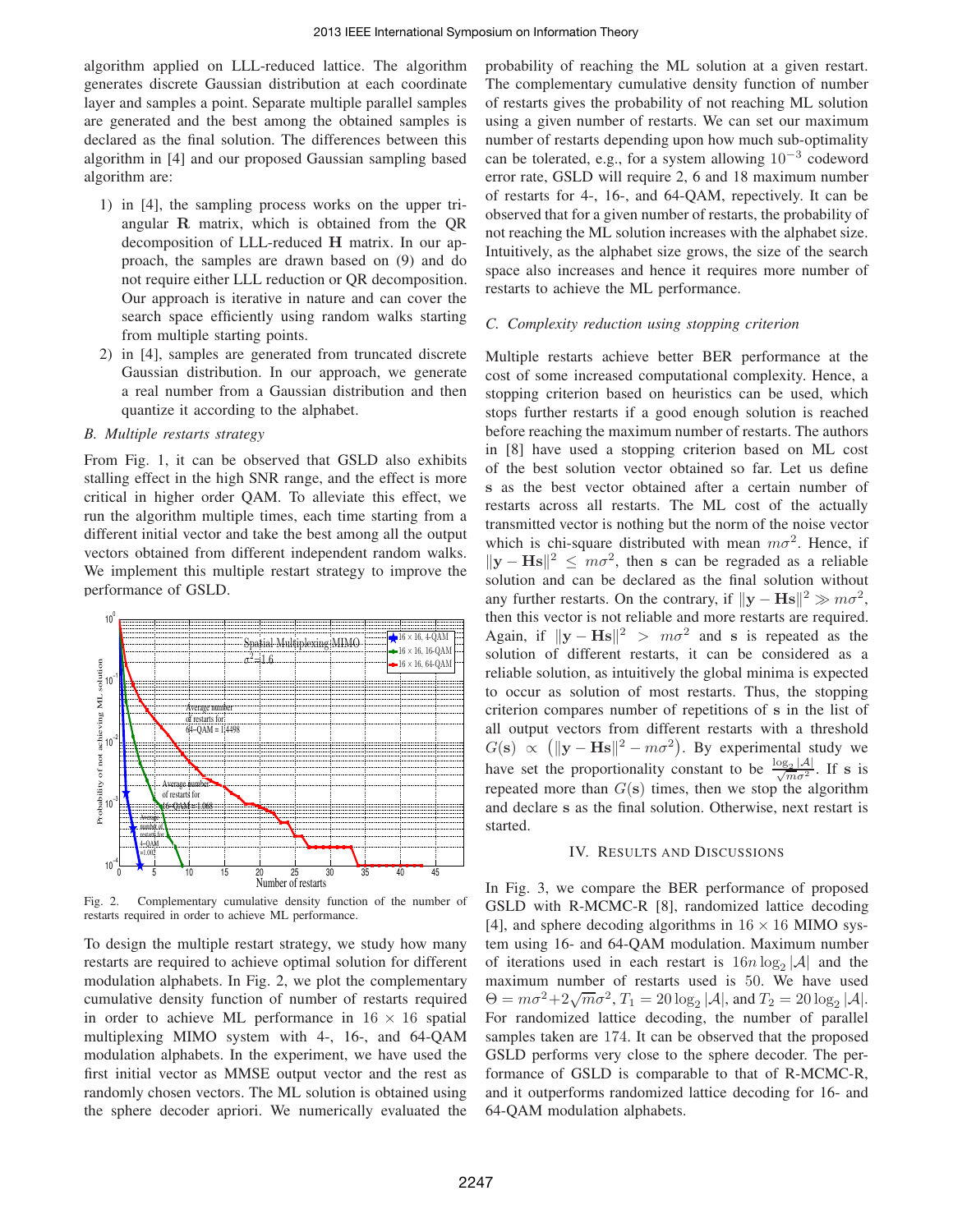algorithm applied on LLL-reduced lattice. The algorithm generates discrete Gaussian distribution at each coordinate layer and samples a point. Separate multiple parallel samples are generated and the best among the obtained samples is declared as the final solution. The differences between this algorithm in [4] and our proposed Gaussian sampling based algorithm are:

1) in [4], the sampling process works on the upper triangular $\mathbf{R}$ matrix, which is obtained from the QR decomposition of LLL-reduced $\mathbf{H}$ matrix. In our approach, the samples are drawn based on (9) and do not require either LLL reduction or QR decomposition. Our approach is iterative in nature and can cover the search space efficiently using random walks starting from multiple starting points.
2) in [4], samples are generated from truncated discrete Gaussian distribution. In our approach, we generate a real number from a Gaussian distribution and then quantize it according to the alphabet.

### *B. Multiple restarts strategy*

From Fig. 1, it can be observed that GSLD also exhibits stalling effect in the high SNR range, and the effect is more critical in higher order QAM. To alleviate this effect, we run the algorithm multiple times, each time starting from a different initial vector and take the best among all the output vectors obtained from different independent random walks. We implement this multiple restart strategy to improve the performance of GSLD.

Fig. 2. Complementary cumulative density function of the number of restarts required in order to achieve ML performance.

To design the multiple restart strategy, we study how many restarts are required to achieve optimal solution for different modulation alphabets. In Fig. 2, we plot the complementary cumulative density function of number of restarts required in order to achieve ML performance in $16 \times 16$ spatial multiplexing MIMO system with 4-, 16-, and 64-QAM modulation alphabets. In the experiment, we have used the first initial vector as MMSE output vector and the rest as randomly chosen vectors. The ML solution is obtained using the sphere decoder apriori. We numerically evaluated the probability of reaching the ML solution at a given restart. The complementary cumulative density function of number of restarts gives the probability of not reaching ML solution using a given number of restarts. We can set our maximum number of restarts depending upon how much sub-optimality can be tolerated, e.g., for a system allowing $10^{-3}$ codeword error rate, GSLD will require 2, 6 and 18 maximum number of restarts for 4-, 16-, and 64-QAM, repectively. It can be observed that for a given number of restarts, the probability of not reaching the ML solution increases with the alphabet size. Intuitively, as the alphabet size grows, the size of the search space also increases and hence it requires more number of restarts to achieve the ML performance.

### *C. Complexity reduction using stopping criterion*

Multiple restarts achieve better BER performance at the cost of some increased computational complexity. Hence, a stopping criterion based on heuristics can be used, which stops further restarts if a good enough solution is reached before reaching the maximum number of restarts. The authors in [8] have used a stopping criterion based on ML cost of the best solution vector obtained so far. Let us define $\mathbf{s}$ as the best vector obtained after a certain number of restarts across all restarts. The ML cost of the actually transmitted vector is nothing but the norm of the noise vector which is chi-square distributed with mean $m\sigma^2$. Hence, if $\|\mathbf{y} - \mathbf{Hs}\|^2 \leq m\sigma^2$, then $\mathbf{s}$ can be regraded as a reliable solution and can be declared as the final solution without any further restarts. On the contrary, if $\|\mathbf{y} - \mathbf{Hs}\|^2 \gg m\sigma^2$, then this vector is not reliable and more restarts are required. Again, if $\|\mathbf{y} - \mathbf{Hs}\|^2 > m\sigma^2$ and $\mathbf{s}$ is repeated as the solution of different restarts, it can be considered as a reliable solution, as intuitively the global minima is expected to occur as solution of most restarts. Thus, the stopping criterion compares number of repetitions of $\mathbf{s}$ in the list of all output vectors from different restarts with a threshold $G(\mathbf{s}) \propto \left(\|\mathbf{y} - \mathbf{Hs}\|^2 - m\sigma^2\right)$. By experimental study we have set the proportionality constant to be $\frac{\log_2 |\mathcal{A}|}{\sqrt{m\sigma^2}}$. If $\mathbf{s}$ is repeated more than $G(\mathbf{s})$ times, then we stop the algorithm and declare $\mathbf{s}$ as the final solution. Otherwise, next restart is started.

## IV. Results and Discussions

In Fig. 3, we compare the BER performance of proposed GSLD with R-MCMC-R [8], randomized lattice decoding [4], and sphere decoding algorithms in $16 \times 16$ MIMO system using 16- and 64-QAM modulation. Maximum number of iterations used in each restart is $16n \log_2 |\mathcal{A}|$ and the maximum number of restarts used is 50. We have used $\Theta = m\sigma^2 + 2\sqrt{m}\sigma^2$, $T_1 = 20 \log_2 |\mathcal{A}|$, and $T_2 = 20 \log_2 |\mathcal{A}|$. For randomized lattice decoding, the number of parallel samples taken are 174. It can be observed that the proposed GSLD performs very close to the sphere decoder. The performance of GSLD is comparable to that of R-MCMC-R, and it outperforms randomized lattice decoding for 16- and 64-QAM modulation alphabets.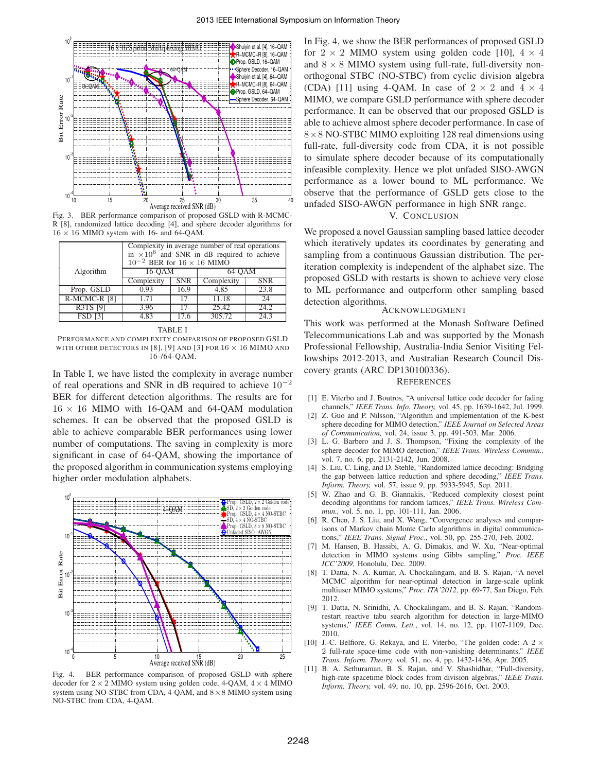16 × 16 Spatial Multiplexing MIMO

64-QAM

16-QAM

Shuiyin et al. [4], 16–QAM
R–MCMC–R [8], 16–QAM
Prop. GSLD, 16–QAM
Sphere Decoder, 16–QAM
Shuiyin et al. [4], 64–QAM
R–MCMC–R [8], 64–QAM
Prop. GSLD, 64–QAM
Sphere Decoder, 64–QAM

Bit Error Rate

Average received SNR (dB)

Fig. 3. BER performance comparison of proposed GSLD with R-MCMC-R [8], randomized lattice decoding [4], and sphere decoder algorithms for $16 \times 16$ MIMO system with 16- and 64-QAM.

| Algorithm | Complexity in average number of real operations in $\times 10^6$ and SNR in dB required to achieve $10^{-2}$ BER for $16 \times 16$ MIMO | | | |
|---|---|---|---|---|
| | 16-QAM | | 64-QAM | |
| | Complexity | SNR | Complexity | SNR |
| Prop. GSLD | 0.93 | 16.9 | 4.85 | 23.8 |
| R-MCMC-R [8] | 1.71 | 17 | 11.18 | 24 |
| R3TS [9] | 3.96 | 17 | 25.42 | 24.2 |
| FSD [3] | 4.83 | 17.6 | 305.72 | 24.3 |

TABLE I
PERFORMANCE AND COMPLEXITY COMPARISON OF PROPOSED GSLD WITH OTHER DETECTORS IN [8], [9] AND [3] FOR $16 \times 16$ MIMO AND 16-/64-QAM.

In Table I, we have listed the complexity in average number of real operations and SNR in dB required to achieve $10^{-2}$ BER for different detection algorithms. The results are for $16 \times 16$ MIMO with 16-QAM and 64-QAM modulation schemes. It can be observed that the proposed GSLD is able to achieve comparable BER performances using lower number of computations. The saving in complexity is more significant in case of 64-QAM, showing the importance of the proposed algorithm in communication systems employing higher order modulation alphabets.

4-QAM

Prop. GSLD, 2 × 2 Golden code
SD, 2 × 2 Golden code
Prop. GSLD, 4 × 4 NO-STBC
SD, 4 × 4 NO-STBC
Prop. GSLD, 8 × 8 NO-STBC
Unfaded SISO -AWGN

Bit Error Rate

Average received SNR (dB)

Fig. 4. BER performance comparison of proposed GSLD with sphere decoder for $2 \times 2$ MIMO system using golden code, 4-QAM, $4 \times 4$ MIMO system using NO-STBC from CDA, 4-QAM, and $8 \times 8$ MIMO system using NO-STBC from CDA, 4-QAM.

In Fig. 4, we show the BER performances of proposed GSLD for $2 \times 2$ MIMO system using golden code [10], $4 \times 4$ and $8 \times 8$ MIMO system using full-rate, full-diversity non-orthogonal STBC (NO-STBC) from cyclic division algebra (CDA) [11] using 4-QAM. In case of $2 \times 2$ and $4 \times 4$ MIMO, we compare GSLD performance with sphere decoder performance. It can be observed that our proposed GSLD is able to achieve almost sphere decoder performance. In case of $8 \times 8$ NO-STBC MIMO exploiting 128 real dimensions using full-rate, full-diversity code from CDA, it is not possible to simulate sphere decoder because of its computationally infeasible complexity. Hence we plot unfaded SISO-AWGN performance as a lower bound to ML performance. We observe that the performance of GSLD gets close to the unfaded SISO-AWGN performance in high SNR range.

## V. CONCLUSION

We proposed a novel Gaussian sampling based lattice decoder which iteratively updates its coordinates by generating and sampling from a continuous Gaussian distribution. The per-iteration complexity is independent of the alphabet size. The proposed GSLD with restarts is shown to achieve very close to ML performance and outperform other sampling based detection algorithms.

## ACKNOWLEDGMENT

This work was performed at the Monash Software Defined Telecommunications Lab and was supported by the Monash Professional Fellowship, Australia-India Senior Visiting Fellowships 2012-2013, and Australian Research Council Discovery grants (ARC DP130100336).

## REFERENCES

[1] E. Viterbo and J. Boutros, "A universal lattice code decoder for fading channels," *IEEE Trans. Info. Theory,* vol. 45, pp. 1639-1642, Jul. 1999.

[2] Z. Guo and P. Nilsson, "Algorithm and implementation of the K-best sphere decoding for MIMO detection," *IEEE Journal on Selected Areas of Communication,* vol. 24, issue 3, pp. 491-503, Mar. 2006.

[3] L. G. Barbero and J. S. Thompson, "Fixing the complexity of the sphere decoder for MIMO detection," *IEEE Trans. Wireless Commun.,* vol. 7, no. 6, pp. 2131-2142, Jun. 2008.

[4] S. Liu, C. Ling, and D. Stehle, "Randomized lattice decoding: Bridging the gap between lattice reduction and sphere decoding," *IEEE Trans. Inform. Theory,* vol. 57, issue 9, pp. 5933-5945, Sep. 2011.

[5] W. Zhao and G. B. Giannakis, "Reduced complexity closest point decoding algorithms for random lattices," *IEEE Trans. Wireless Commun.,* vol. 5, no. 1, pp. 101-111, Jan. 2006.

[6] R. Chen, J. S. Liu, and X. Wang, "Convergence analyses and comparisons of Markov chain Monte Carlo algorithms in digital communications," *IEEE Trans. Signal Proc.*, vol. 50, pp. 255-270, Feb. 2002.

[7] M. Hansen, B. Hassibi, A. G. Dimakis, and W. Xu, "Near-optimal detection in MIMO systems using Gibbs sampling," *Proc. IEEE ICC'2009*, Honolulu, Dec. 2009.

[8] T. Datta, N. A. Kumar, A. Chockalingam, and B. S. Rajan, "A novel MCMC algorithm for near-optimal detection in large-scale uplink multiuser MIMO systems," *Proc. ITA'2012*, pp. 69-77, San Diego, Feb. 2012.

[9] T. Datta, N. Srinidhi, A. Chockalingam, and B. S. Rajan, "Random-restart reactive tabu search algorithm for detection in large-MIMO systems," *IEEE Comm. Lett.*, vol. 14, no. 12, pp. 1107-1109, Dec. 2010.

[10] J.-C. Belfiore, G. Rekaya, and E. Viterbo, "The golden code: A 2 × 2 full-rate space-time code with non-vanishing determinants," *IEEE Trans. Inform. Theory,* vol. 51, no. 4, pp. 1432-1436, Apr. 2005.

[11] B. A. Sethuraman, B. S. Rajan, and V. Shashidhar, "Full-diversity, high-rate spacetime block codes from division algebras," *IEEE Trans. Inform. Theory,* vol. 49, no. 10, pp. 2596-2616, Oct. 2003.